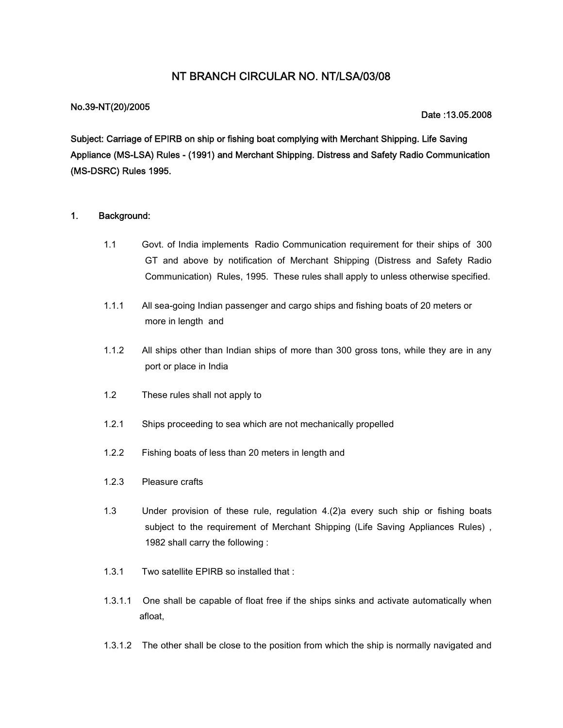# NT BRANCH CIRCULAR NO. NT/LSA/03/08

**No.39-NT(20)/2005**

**Date :13.05.2008**

**Subject: Carriage of EPIRB on ship or fishing boat complying with Merchant Shipping. Life Saving Appliance (MS-LSA) Rules - (1991) and Merchant Shipping. Distress and Safety Radio Communication (MS-DSRC) Rules 1995.**

## 1. Background:

1.1 Govt. of India implements Radio Communication requirement for their ships of 300 GT and above by notification of Merchant Shipping (Distress and Safety Radio Communication) Rules, 1995. These rules shall apply to unless otherwise specified.

1.1.1 All sea-going Indian passenger and cargo ships and fishing boats of 20 meters or more in length and

1.1.2 All ships other than Indian ships of more than 300 gross tons, while they are in any port or place in India

1.2 These rules shall not apply to

1.2.1 Ships proceeding to sea which are not mechanically propelled

1.2.2 Fishing boats of less than 20 meters in length and

1.2.3 Pleasure crafts

1.3 Under provision of these rule, regulation 4.(2)a every such ship or fishing boats subject to the requirement of Merchant Shipping (Life Saving Appliances Rules) , 1982 shall carry the following :

1.3.1 Two satellite EPIRB so installed that :

1.3.1.1 One shall be capable of float free if the ships sinks and activate automatically when afloat,

1.3.1.2 The other shall be close to the position from which the ship is normally navigated and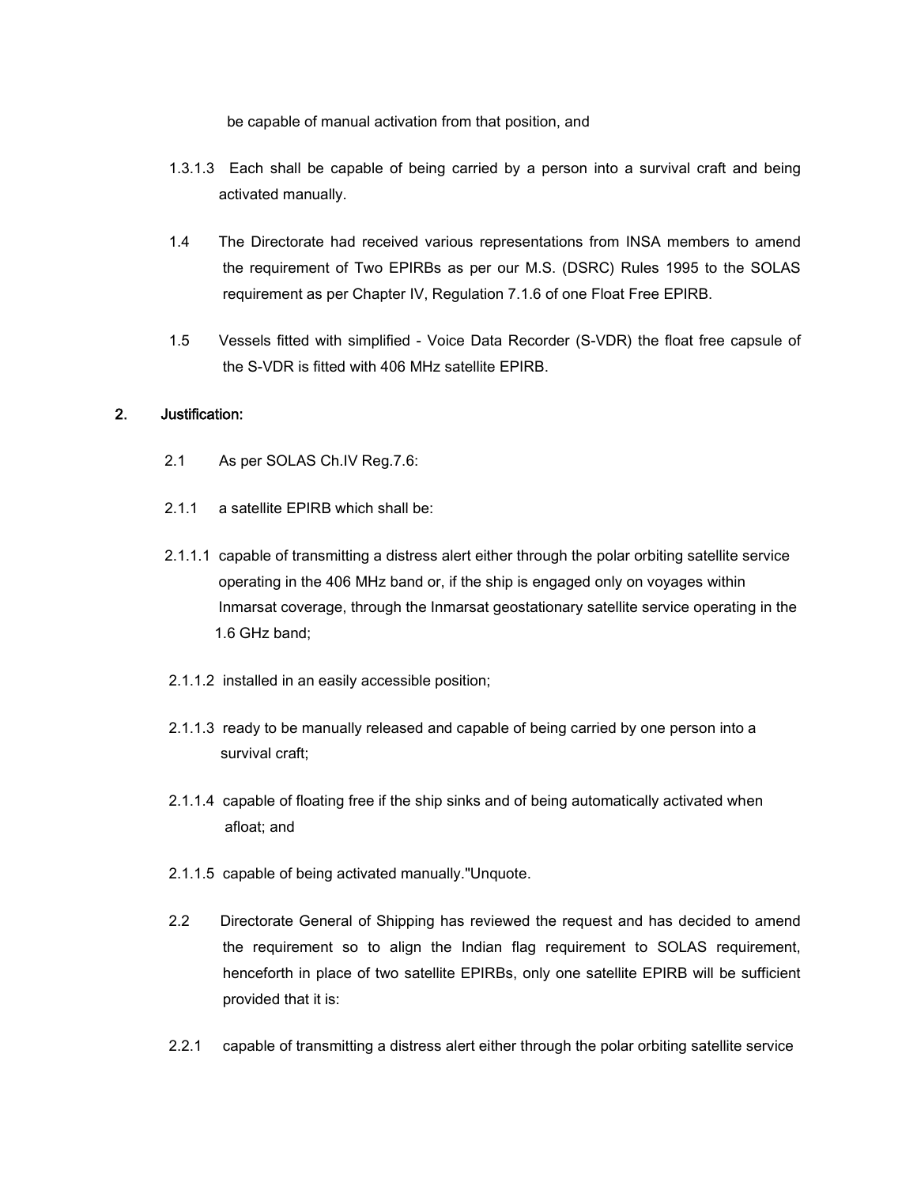be capable of manual activation from that position, and

1.3.1.3 Each shall be capable of being carried by a person into a survival craft and being activated manually.

1.4 The Directorate had received various representations from INSA members to amend the requirement of Two EPIRBs as per our M.S. (DSRC) Rules 1995 to the SOLAS requirement as per Chapter IV, Regulation 7.1.6 of one Float Free EPIRB.

1.5 Vessels fitted with simplified - Voice Data Recorder (S-VDR) the float free capsule of the S-VDR is fitted with 406 MHz satellite EPIRB.

## 2. Justification:

2.1 As per SOLAS Ch.IV Reg.7.6:

2.1.1 a satellite EPIRB which shall be:

2.1.1.1 capable of transmitting a distress alert either through the polar orbiting satellite service operating in the 406 MHz band or, if the ship is engaged only on voyages within Inmarsat coverage, through the Inmarsat geostationary satellite service operating in the 1.6 GHz band;

2.1.1.2 installed in an easily accessible position;

2.1.1.3 ready to be manually released and capable of being carried by one person into a survival craft;

2.1.1.4 capable of floating free if the ship sinks and of being automatically activated when afloat; and

2.1.1.5 capable of being activated manually."Unquote.

2.2 Directorate General of Shipping has reviewed the request and has decided to amend the requirement so to align the Indian flag requirement to SOLAS requirement, henceforth in place of two satellite EPIRBs, only one satellite EPIRB will be sufficient provided that it is:

2.2.1 capable of transmitting a distress alert either through the polar orbiting satellite service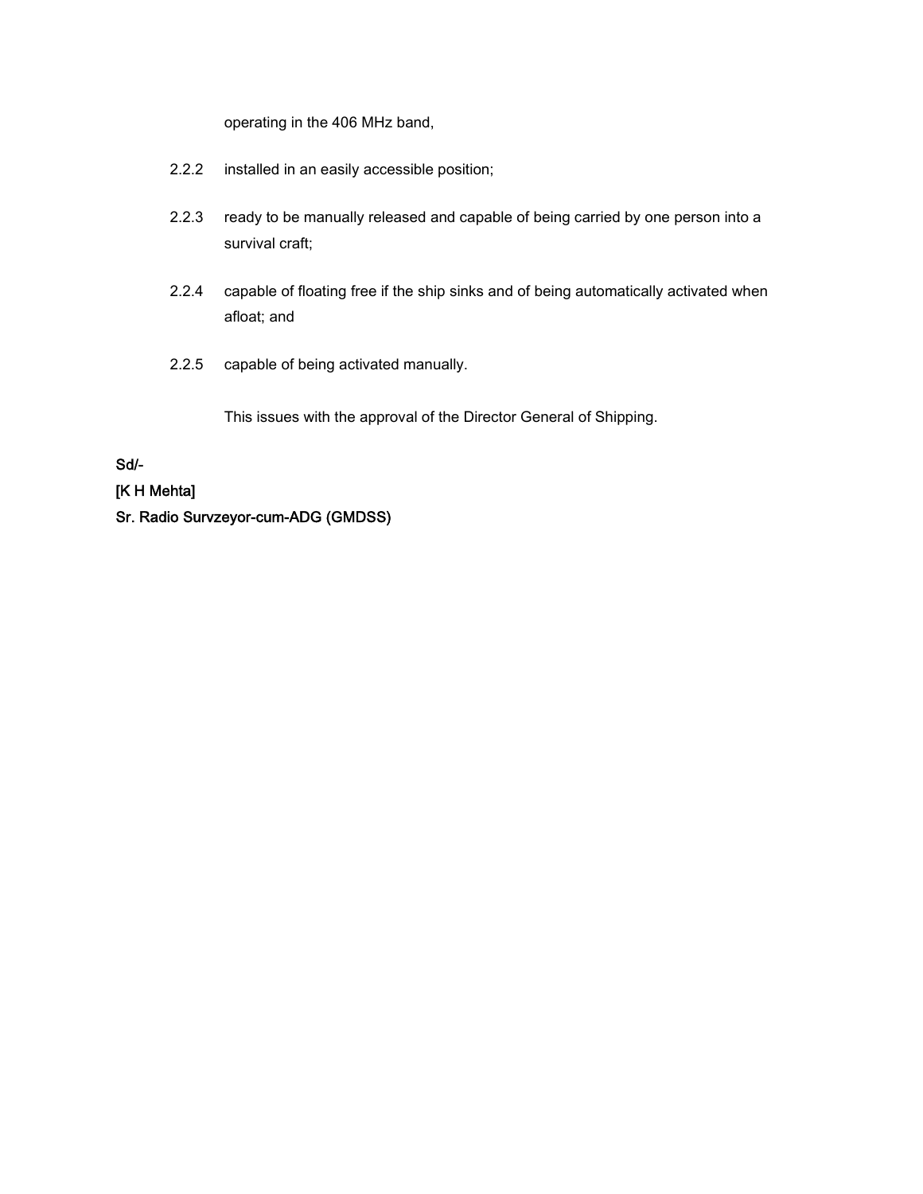operating in the 406 MHz band,

2.2.2 installed in an easily accessible position;

2.2.3 ready to be manually released and capable of being carried by one person into a survival craft;

2.2.4 capable of floating free if the ship sinks and of being automatically activated when afloat; and

2.2.5 capable of being activated manually.

This issues with the approval of the Director General of Shipping.

Sd/-
[K H Mehta]
Sr. Radio Survzeyor-cum-ADG (GMDSS)